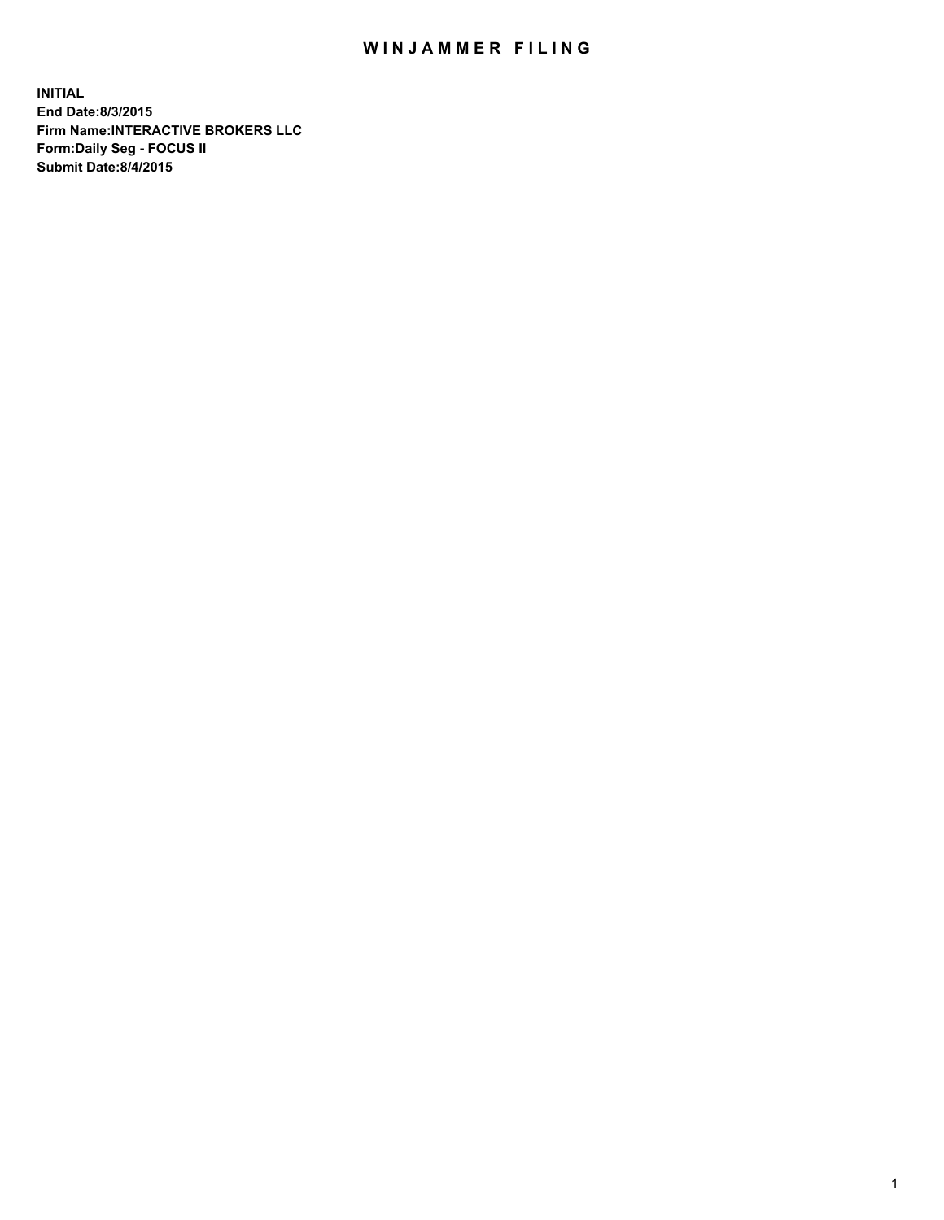# WINJAMMER FILING

**INITIAL**
**End Date:8/3/2015**
**Firm Name:INTERACTIVE BROKERS LLC**
**Form:Daily Seg - FOCUS II**
**Submit Date:8/4/2015**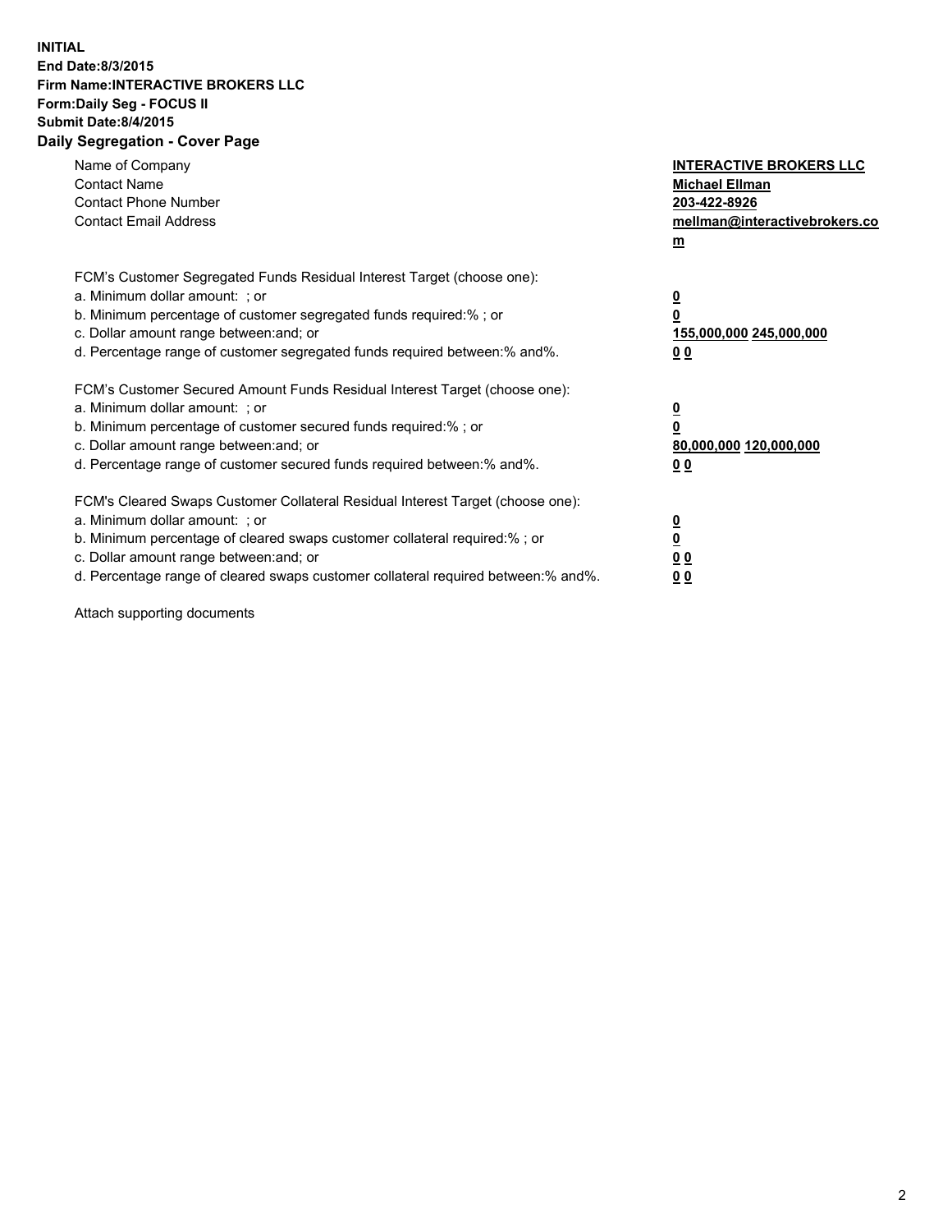**INITIAL**
**End Date:8/3/2015**
**Firm Name:INTERACTIVE BROKERS LLC**
**Form:Daily Seg - FOCUS II**
**Submit Date:8/4/2015**

## Daily Segregation - Cover Page

| | |
|---|---|
| Name of Company | **INTERACTIVE BROKERS LLC** |
| Contact Name | **Michael Ellman** |
| Contact Phone Number | **203-422-8926** |
| Contact Email Address | **mellman@interactivebrokers.com** |

FCM's Customer Segregated Funds Residual Interest Target (choose one):

| | |
|---|---|
| a. Minimum dollar amount: ; or | **0** |
| b. Minimum percentage of customer segregated funds required:% ; or | **0** |
| c. Dollar amount range between:and; or | **155,000,000 245,000,000** |
| d. Percentage range of customer segregated funds required between:% and%. | **0 0** |

FCM's Customer Secured Amount Funds Residual Interest Target (choose one):

| | |
|---|---|
| a. Minimum dollar amount: ; or | **0** |
| b. Minimum percentage of customer secured funds required:% ; or | **0** |
| c. Dollar amount range between:and; or | **80,000,000 120,000,000** |
| d. Percentage range of customer secured funds required between:% and%. | **0 0** |

FCM's Cleared Swaps Customer Collateral Residual Interest Target (choose one):

| | |
|---|---|
| a. Minimum dollar amount: ; or | **0** |
| b. Minimum percentage of cleared swaps customer collateral required:% ; or | **0** |
| c. Dollar amount range between:and; or | **0 0** |
| d. Percentage range of cleared swaps customer collateral required between:% and%. | **0 0** |

Attach supporting documents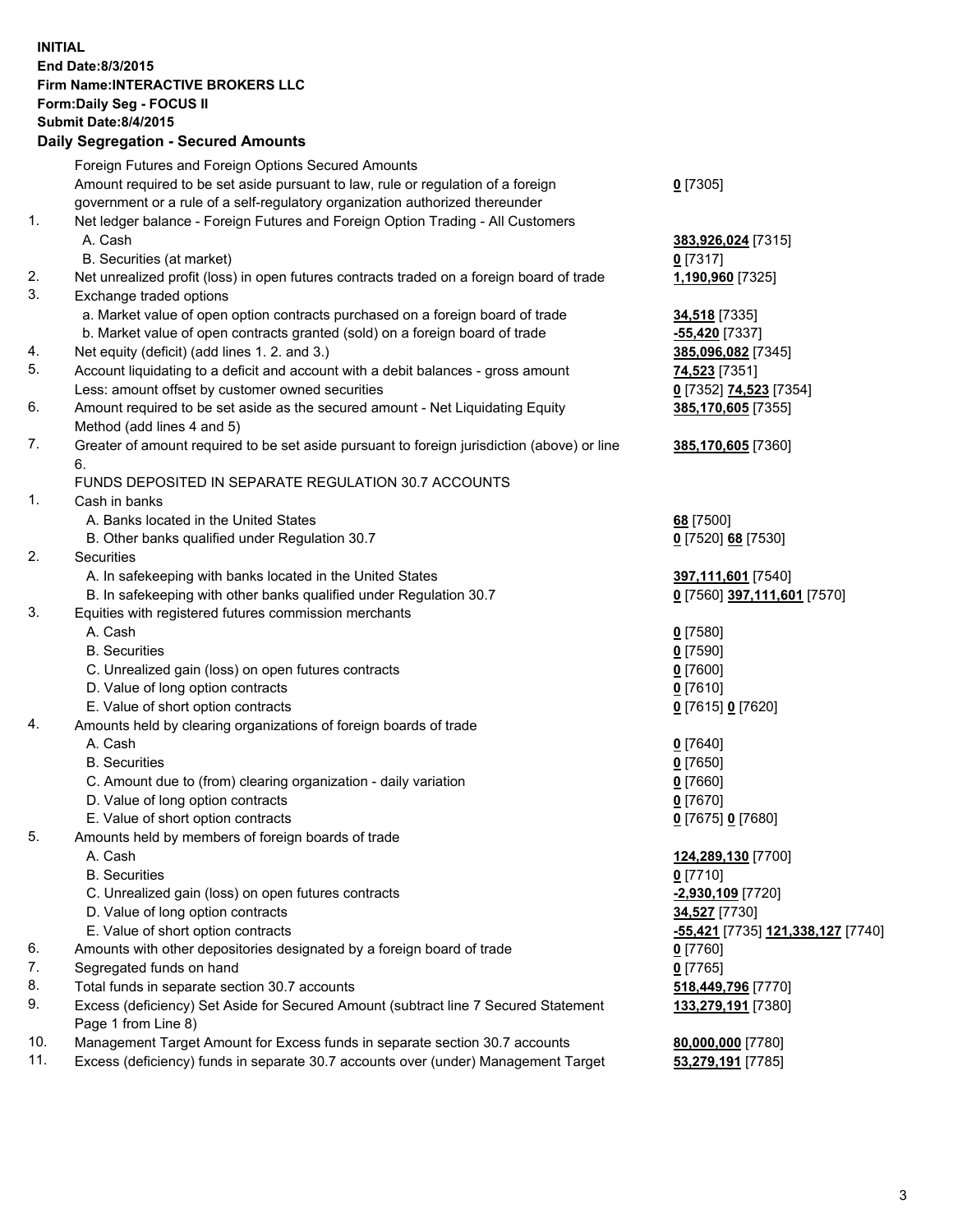**INITIAL**
**End Date:8/3/2015**
**Firm Name:INTERACTIVE BROKERS LLC**
**Form:Daily Seg - FOCUS II**
**Submit Date:8/4/2015**

**Daily Segregation - Secured Amounts**

| | | |
|---|---|---|
| | Foreign Futures and Foreign Options Secured Amounts | |
| | Amount required to be set aside pursuant to law, rule or regulation of a foreign government or a rule of a self-regulatory organization authorized thereunder | **0** [7305] |
| 1. | Net ledger balance - Foreign Futures and Foreign Option Trading - All Customers | |
| | A. Cash | **383,926,024** [7315] |
| | B. Securities (at market) | **0** [7317] |
| 2. | Net unrealized profit (loss) in open futures contracts traded on a foreign board of trade | **1,190,960** [7325] |
| 3. | Exchange traded options | |
| | a. Market value of open option contracts purchased on a foreign board of trade | **34,518** [7335] |
| | b. Market value of open contracts granted (sold) on a foreign board of trade | **-55,420** [7337] |
| 4. | Net equity (deficit) (add lines 1. 2. and 3.) | **385,096,082** [7345] |
| 5. | Account liquidating to a deficit and account with a debit balances - gross amount | **74,523** [7351] |
| | Less: amount offset by customer owned securities | **0** [7352] **74,523** [7354] |
| 6. | Amount required to be set aside as the secured amount - Net Liquidating Equity Method (add lines 4 and 5) | **385,170,605** [7355] |
| 7. | Greater of amount required to be set aside pursuant to foreign jurisdiction (above) or line 6. | **385,170,605** [7360] |
| | FUNDS DEPOSITED IN SEPARATE REGULATION 30.7 ACCOUNTS | |
| 1. | Cash in banks | |
| | A. Banks located in the United States | **68** [7500] |
| | B. Other banks qualified under Regulation 30.7 | **0** [7520] **68** [7530] |
| 2. | Securities | |
| | A. In safekeeping with banks located in the United States | **397,111,601** [7540] |
| | B. In safekeeping with other banks qualified under Regulation 30.7 | **0** [7560] **397,111,601** [7570] |
| 3. | Equities with registered futures commission merchants | |
| | A. Cash | **0** [7580] |
| | B. Securities | **0** [7590] |
| | C. Unrealized gain (loss) on open futures contracts | **0** [7600] |
| | D. Value of long option contracts | **0** [7610] |
| | E. Value of short option contracts | **0** [7615] **0** [7620] |
| 4. | Amounts held by clearing organizations of foreign boards of trade | |
| | A. Cash | **0** [7640] |
| | B. Securities | **0** [7650] |
| | C. Amount due to (from) clearing organization - daily variation | **0** [7660] |
| | D. Value of long option contracts | **0** [7670] |
| | E. Value of short option contracts | **0** [7675] **0** [7680] |
| 5. | Amounts held by members of foreign boards of trade | |
| | A. Cash | **124,289,130** [7700] |
| | B. Securities | **0** [7710] |
| | C. Unrealized gain (loss) on open futures contracts | **-2,930,109** [7720] |
| | D. Value of long option contracts | **34,527** [7730] |
| | E. Value of short option contracts | **-55,421** [7735] **121,338,127** [7740] |
| 6. | Amounts with other depositories designated by a foreign board of trade | **0** [7760] |
| 7. | Segregated funds on hand | **0** [7765] |
| 8. | Total funds in separate section 30.7 accounts | **518,449,796** [7770] |
| 9. | Excess (deficiency) Set Aside for Secured Amount (subtract line 7 Secured Statement Page 1 from Line 8) | **133,279,191** [7380] |
| 10. | Management Target Amount for Excess funds in separate section 30.7 accounts | **80,000,000** [7780] |
| 11. | Excess (deficiency) funds in separate 30.7 accounts over (under) Management Target | **53,279,191** [7785] |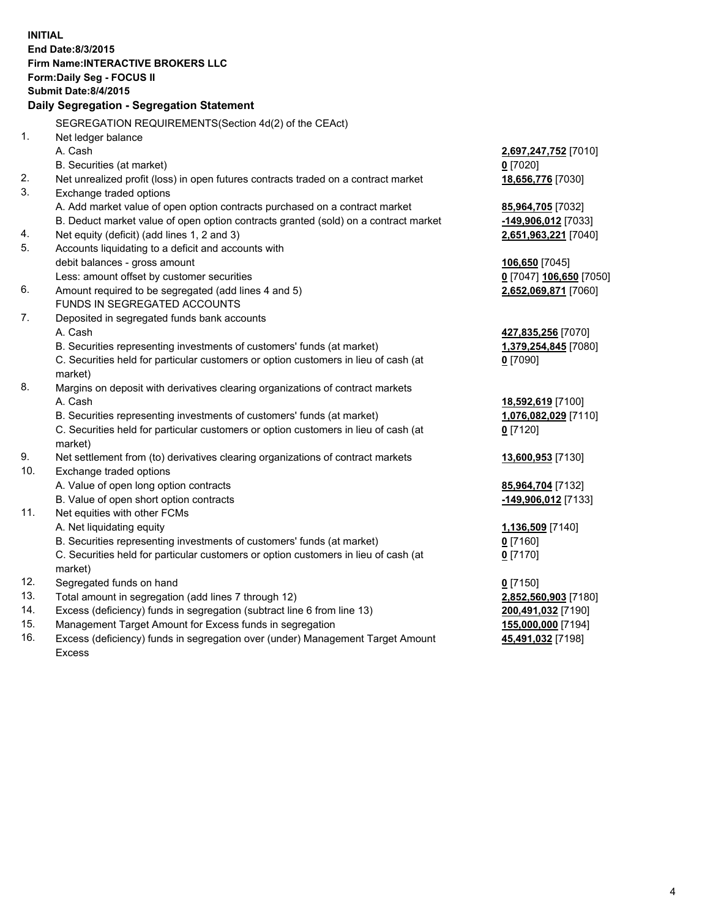**INITIAL**
**End Date:8/3/2015**
**Firm Name:INTERACTIVE BROKERS LLC**
**Form:Daily Seg - FOCUS II**
**Submit Date:8/4/2015**

**Daily Segregation - Segregation Statement**

| | | |
|---|---|---|
| | SEGREGATION REQUIREMENTS(Section 4d(2) of the CEAct) | |
| 1. | Net ledger balance | |
| | A. Cash | **2,697,247,752** [7010] |
| | B. Securities (at market) | **0** [7020] |
| 2. | Net unrealized profit (loss) in open futures contracts traded on a contract market | **18,656,776** [7030] |
| 3. | Exchange traded options | |
| | A. Add market value of open option contracts purchased on a contract market | **85,964,705** [7032] |
| | B. Deduct market value of open option contracts granted (sold) on a contract market | **-149,906,012** [7033] |
| 4. | Net equity (deficit) (add lines 1, 2 and 3) | **2,651,963,221** [7040] |
| 5. | Accounts liquidating to a deficit and accounts with debit balances - gross amount | **106,650** [7045] |
| | Less: amount offset by customer securities | **0** [7047] **106,650** [7050] |
| 6. | Amount required to be segregated (add lines 4 and 5) | **2,652,069,871** [7060] |
| | FUNDS IN SEGREGATED ACCOUNTS | |
| 7. | Deposited in segregated funds bank accounts | |
| | A. Cash | **427,835,256** [7070] |
| | B. Securities representing investments of customers' funds (at market) | **1,379,254,845** [7080] |
| | C. Securities held for particular customers or option customers in lieu of cash (at market) | **0** [7090] |
| 8. | Margins on deposit with derivatives clearing organizations of contract markets | |
| | A. Cash | **18,592,619** [7100] |
| | B. Securities representing investments of customers' funds (at market) | **1,076,082,029** [7110] |
| | C. Securities held for particular customers or option customers in lieu of cash (at market) | **0** [7120] |
| 9. | Net settlement from (to) derivatives clearing organizations of contract markets | **13,600,953** [7130] |
| 10. | Exchange traded options | |
| | A. Value of open long option contracts | **85,964,704** [7132] |
| | B. Value of open short option contracts | **-149,906,012** [7133] |
| 11. | Net equities with other FCMs | |
| | A. Net liquidating equity | **1,136,509** [7140] |
| | B. Securities representing investments of customers' funds (at market) | **0** [7160] |
| | C. Securities held for particular customers or option customers in lieu of cash (at market) | **0** [7170] |
| 12. | Segregated funds on hand | **0** [7150] |
| 13. | Total amount in segregation (add lines 7 through 12) | **2,852,560,903** [7180] |
| 14. | Excess (deficiency) funds in segregation (subtract line 6 from line 13) | **200,491,032** [7190] |
| 15. | Management Target Amount for Excess funds in segregation | **155,000,000** [7194] |
| 16. | Excess (deficiency) funds in segregation over (under) Management Target Amount Excess | **45,491,032** [7198] |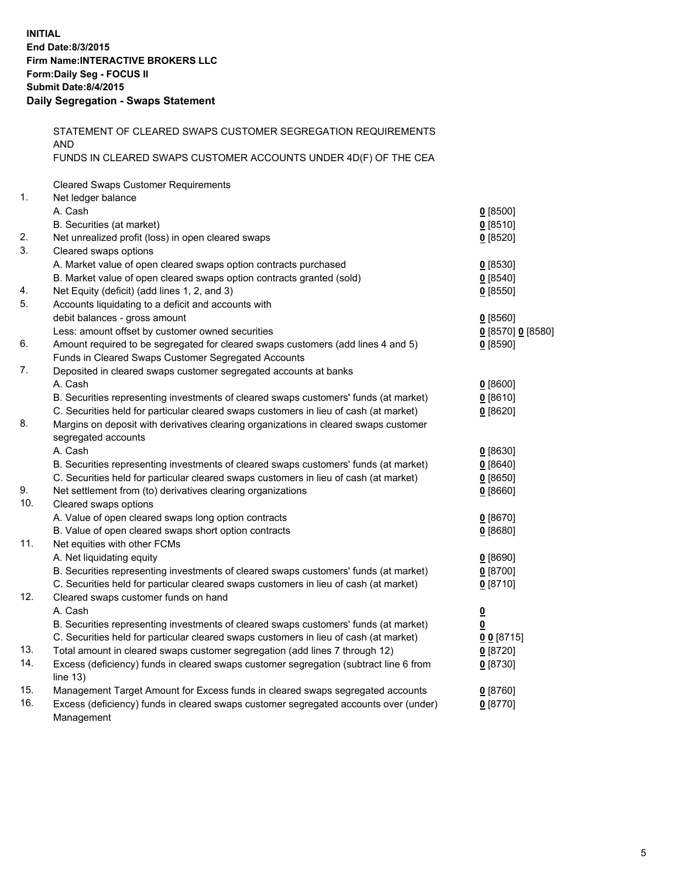**INITIAL**
**End Date:8/3/2015**
**Firm Name:INTERACTIVE BROKERS LLC**
**Form:Daily Seg - FOCUS II**
**Submit Date:8/4/2015**
**Daily Segregation - Swaps Statement**

STATEMENT OF CLEARED SWAPS CUSTOMER SEGREGATION REQUIREMENTS
AND
FUNDS IN CLEARED SWAPS CUSTOMER ACCOUNTS UNDER 4D(F) OF THE CEA

| | | |
|---|---|---|
| | Cleared Swaps Customer Requirements | |
| 1. | Net ledger balance | |
| | A. Cash | 0 [8500] |
| | B. Securities (at market) | 0 [8510] |
| 2. | Net unrealized profit (loss) in open cleared swaps | 0 [8520] |
| 3. | Cleared swaps options | |
| | A. Market value of open cleared swaps option contracts purchased | 0 [8530] |
| | B. Market value of open cleared swaps option contracts granted (sold) | 0 [8540] |
| 4. | Net Equity (deficit) (add lines 1, 2, and 3) | 0 [8550] |
| 5. | Accounts liquidating to a deficit and accounts with | |
| | debit balances - gross amount | 0 [8560] |
| | Less: amount offset by customer owned securities | 0 [8570] 0 [8580] |
| 6. | Amount required to be segregated for cleared swaps customers (add lines 4 and 5) | 0 [8590] |
| | Funds in Cleared Swaps Customer Segregated Accounts | |
| 7. | Deposited in cleared swaps customer segregated accounts at banks | |
| | A. Cash | 0 [8600] |
| | B. Securities representing investments of cleared swaps customers' funds (at market) | 0 [8610] |
| | C. Securities held for particular cleared swaps customers in lieu of cash (at market) | 0 [8620] |
| 8. | Margins on deposit with derivatives clearing organizations in cleared swaps customer segregated accounts | |
| | A. Cash | 0 [8630] |
| | B. Securities representing investments of cleared swaps customers' funds (at market) | 0 [8640] |
| | C. Securities held for particular cleared swaps customers in lieu of cash (at market) | 0 [8650] |
| 9. | Net settlement from (to) derivatives clearing organizations | 0 [8660] |
| 10. | Cleared swaps options | |
| | A. Value of open cleared swaps long option contracts | 0 [8670] |
| | B. Value of open cleared swaps short option contracts | 0 [8680] |
| 11. | Net equities with other FCMs | |
| | A. Net liquidating equity | 0 [8690] |
| | B. Securities representing investments of cleared swaps customers' funds (at market) | 0 [8700] |
| | C. Securities held for particular cleared swaps customers in lieu of cash (at market) | 0 [8710] |
| 12. | Cleared swaps customer funds on hand | |
| | A. Cash | 0 |
| | B. Securities representing investments of cleared swaps customers' funds (at market) | 0 |
| | C. Securities held for particular cleared swaps customers in lieu of cash (at market) | 0 0 [8715] |
| 13. | Total amount in cleared swaps customer segregation (add lines 7 through 12) | 0 [8720] |
| 14. | Excess (deficiency) funds in cleared swaps customer segregation (subtract line 6 from line 13) | 0 [8730] |
| 15. | Management Target Amount for Excess funds in cleared swaps segregated accounts | 0 [8760] |
| 16. | Excess (deficiency) funds in cleared swaps customer segregated accounts over (under) Management | 0 [8770] |